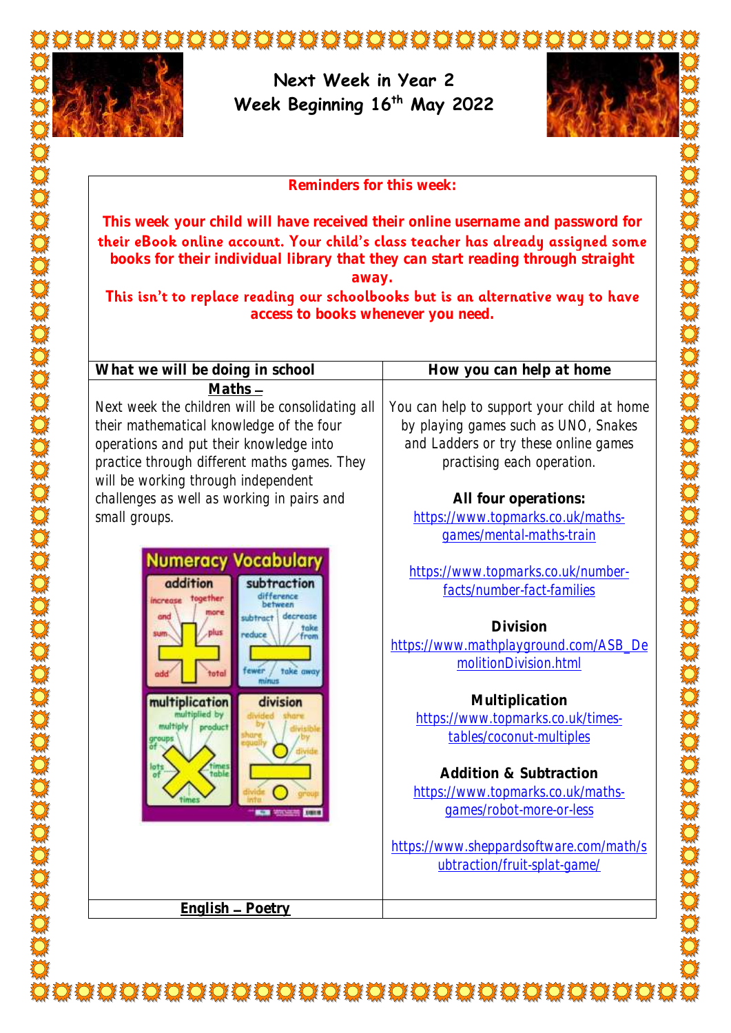# Next Week in Year 2
## Week Beginning 16th May 2022

**Reminders for this week:**

**This week your child will have received their online username and password for their eBook online account. Your child's class teacher has already assigned some books for their individual library that they can start reading through straight away.**

**This isn't to replace reading our schoolbooks but is an alternative way to have access to books whenever you need.**

| What we will be doing in school | How you can help at home |
|---|---|
| **Maths –**<br>Next week the children will be consolidating all their mathematical knowledge of the four operations and put their knowledge into practice through different maths games. They will be working through independent challenges as well as working in pairs and small groups. | You can help to support your child at home by playing games such as UNO, Snakes and Ladders or try these online games practising each operation.<br><br>**All four operations:**<br>https://www.topmarks.co.uk/maths-games/mental-maths-train<br><br>https://www.topmarks.co.uk/number-facts/number-fact-families<br><br>**Division**<br>https://www.mathplayground.com/ASB_DemolitionDivision.html<br><br>**Multiplication**<br>https://www.topmarks.co.uk/times-tables/coconut-multiples<br><br>**Addition & Subtraction**<br>https://www.topmarks.co.uk/maths-games/robot-more-or-less<br><br>https://www.sheppardsoftware.com/math/subtraction/fruit-splat-game/ |
| **English – Poetry** | |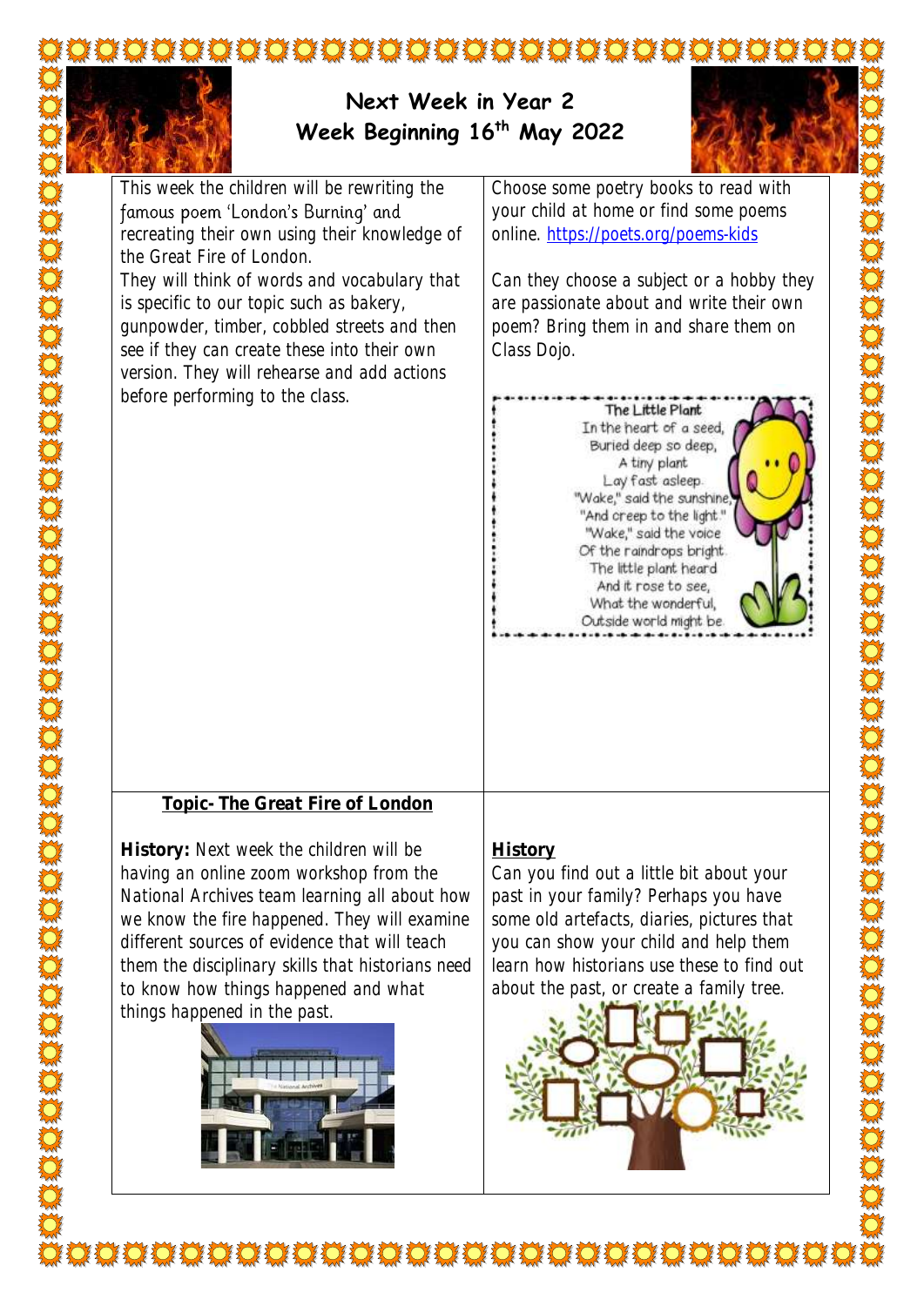# Next Week in Year 2
## Week Beginning 16th May 2022

This week the children will be rewriting the famous poem 'London's Burning' and recreating their own using their knowledge of the Great Fire of London.

They will think of words and vocabulary that is specific to our topic such as bakery, gunpowder, timber, cobbled streets and then see if they can create these into their own version. They will rehearse and add actions before performing to the class.

Choose some poetry books to read with your child at home or find some poems online. https://poets.org/poems-kids

Can they choose a subject or a hobby they are passionate about and write their own poem? Bring them in and share them on Class Dojo.

**The Little Plant**

In the heart of a seed,
Buried deep so deep,
A tiny plant
Lay fast asleep.
"Wake," said the sunshine,
"And creep to the light."
"Wake," said the voice
Of the raindrops bright.
The little plant heard
And it rose to see,
What the wonderful,
Outside world might be.

**<u>Topic- The Great Fire of London</u>**

**History:** Next week the children will be having an online zoom workshop from the National Archives team learning all about how we know the fire happened. They will examine different sources of evidence that will teach them the disciplinary skills that historians need to know how things happened and what things happened in the past.

**<u>History</u>**

Can you find out a little bit about your past in your family? Perhaps you have some old artefacts, diaries, pictures that you can show your child and help them learn how historians use these to find out about the past, or create a family tree.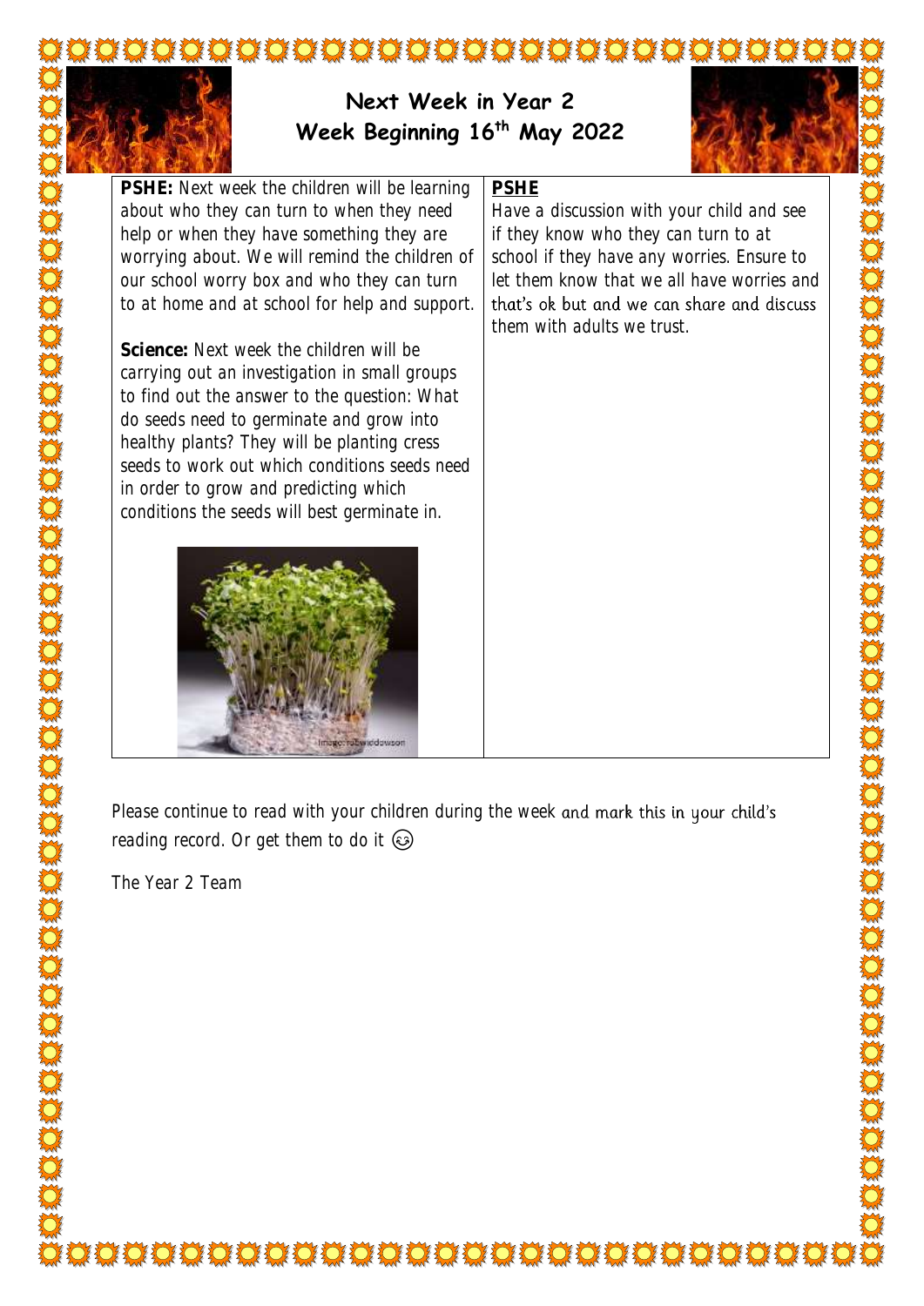# Next Week in Year 2
## Week Beginning 16th May 2022

| | |
|---|---|
| **PSHE:** Next week the children will be learning about who they can turn to when they need help or when they have something they are worrying about. We will remind the children of our school worry box and who they can turn to at home and at school for help and support.<br><br>**Science:** Next week the children will be carrying out an investigation in small groups to find out the answer to the question: What do seeds need to germinate and grow into healthy plants? They will be planting cress seeds to work out which conditions seeds need in order to grow and predicting which conditions the seeds will best germinate in. | **PSHE**<br>Have a discussion with your child and see if they know who they can turn to at school if they have any worries. Ensure to let them know that we all have worries and that's ok but and we can share and discuss them with adults we trust. |

Please continue to read with your children during the week and mark this in your child's reading record. Or get them to do it 😉

The Year 2 Team